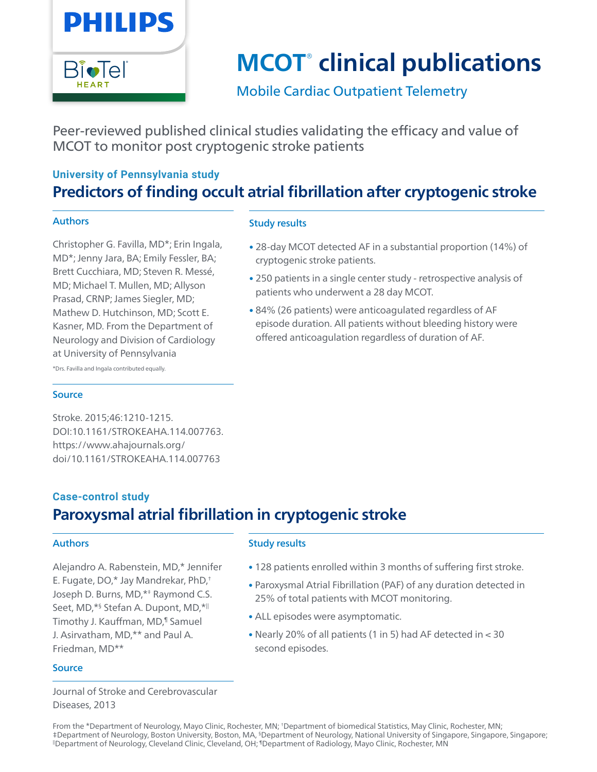PHILIPS

BioTel HEART

# MCOT® clinical publications

Mobile Cardiac Outpatient Telemetry

Peer-reviewed published clinical studies validating the efficacy and value of MCOT to monitor post cryptogenic stroke patients

### University of Pennsylvania study

## Predictors of finding occult atrial fibrillation after cryptogenic stroke

#### Authors

Christopher G. Favilla, MD*; Erin Ingala, MD*; Jenny Jara, BA; Emily Fessler, BA; Brett Cucchiara, MD; Steven R. Messé, MD; Michael T. Mullen, MD; Allyson Prasad, CRNP; James Siegler, MD; Mathew D. Hutchinson, MD; Scott E. Kasner, MD. From the Department of Neurology and Division of Cardiology at University of Pennsylvania

*Drs. Favilla and Ingala contributed equally.

#### Source

Stroke. 2015;46:1210-1215. DOI:10.1161/STROKEAHA.114.007763. https://www.ahajournals.org/doi/10.1161/STROKEAHA.114.007763

#### Study results

- 28-day MCOT detected AF in a substantial proportion (14%) of cryptogenic stroke patients.
- 250 patients in a single center study - retrospective analysis of patients who underwent a 28 day MCOT.
- 84% (26 patients) were anticoagulated regardless of AF episode duration. All patients without bleeding history were offered anticoagulation regardless of duration of AF.

### Case-control study

## Paroxysmal atrial fibrillation in cryptogenic stroke

#### Authors

Alejandro A. Rabenstein, MD,* Jennifer E. Fugate, DO,* Jay Mandrekar, PhD,† Joseph D. Burns, MD,*‡ Raymond C.S. Seet, MD,*§ Stefan A. Dupont, MD,*‖ Timothy J. Kauffman, MD,¶ Samuel J. Asirvatham, MD,** and Paul A. Friedman, MD**

#### Source

Journal of Stroke and Cerebrovascular Diseases, 2013

#### Study results

- 128 patients enrolled within 3 months of suffering first stroke.
- Paroxysmal Atrial Fibrillation (PAF) of any duration detected in 25% of total patients with MCOT monitoring.
- ALL episodes were asymptomatic.
- Nearly 20% of all patients (1 in 5) had AF detected in < 30 second episodes.

From the *Department of Neurology, Mayo Clinic, Rochester, MN; †Department of biomedical Statistics, May Clinic, Rochester, MN; ‡Department of Neurology, Boston University, Boston, MA, §Department of Neurology, National University of Singapore, Singapore, Singapore; ‖Department of Neurology, Cleveland Clinic, Cleveland, OH; ¶Department of Radiology, Mayo Clinic, Rochester, MN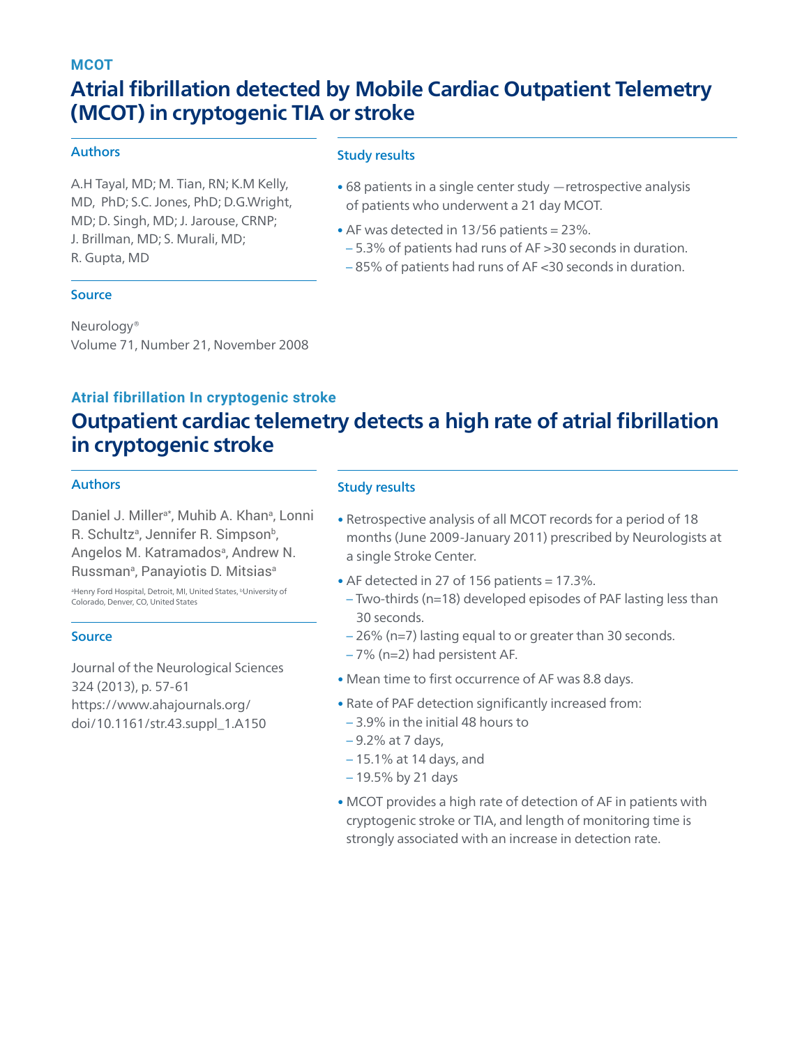### MCOT

## Atrial fibrillation detected by Mobile Cardiac Outpatient Telemetry (MCOT) in cryptogenic TIA or stroke

#### Authors

A.H Tayal, MD; M. Tian, RN; K.M Kelly, MD, PhD; S.C. Jones, PhD; D.G.Wright, MD; D. Singh, MD; J. Jarouse, CRNP; J. Brillman, MD; S. Murali, MD; R. Gupta, MD

#### Source

Neurology®
Volume 71, Number 21, November 2008

#### Study results

- 68 patients in a single center study —retrospective analysis of patients who underwent a 21 day MCOT.
- AF was detected in 13/56 patients = 23%.
  - 5.3% of patients had runs of AF >30 seconds in duration.
  - 85% of patients had runs of AF <30 seconds in duration.

### Atrial fibrillation In cryptogenic stroke

## Outpatient cardiac telemetry detects a high rate of atrial fibrillation in cryptogenic stroke

#### Authors

Daniel J. Miller[a*], Muhib A. Khan[a], Lonni R. Schultz[a], Jennifer R. Simpson[b], Angelos M. Katramados[a], Andrew N. Russman[a], Panayiotis D. Mitsias[a]

[a]Henry Ford Hospital, Detroit, MI, United States, [b]University of Colorado, Denver, CO, United States

#### Source

Journal of the Neurological Sciences
324 (2013), p. 57-61
https://www.ahajournals.org/doi/10.1161/str.43.suppl_1.A150

#### Study results

- Retrospective analysis of all MCOT records for a period of 18 months (June 2009-January 2011) prescribed by Neurologists at a single Stroke Center.
- AF detected in 27 of 156 patients = 17.3%.
  - Two-thirds (n=18) developed episodes of PAF lasting less than 30 seconds.
  - 26% (n=7) lasting equal to or greater than 30 seconds.
  - 7% (n=2) had persistent AF.
- Mean time to first occurrence of AF was 8.8 days.
- Rate of PAF detection significantly increased from:
  - 3.9% in the initial 48 hours to
  - 9.2% at 7 days,
  - 15.1% at 14 days, and
  - 19.5% by 21 days
- MCOT provides a high rate of detection of AF in patients with cryptogenic stroke or TIA, and length of monitoring time is strongly associated with an increase in detection rate.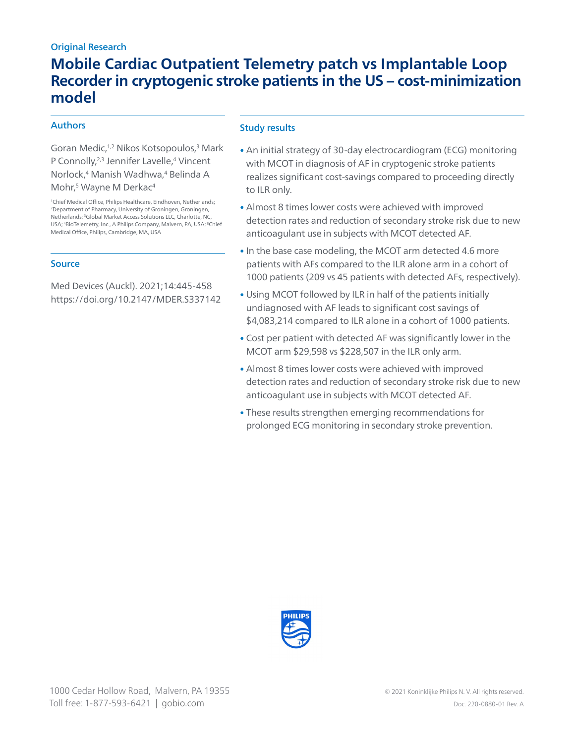Original Research

# Mobile Cardiac Outpatient Telemetry patch vs Implantable Loop Recorder in cryptogenic stroke patients in the US – cost-minimization model

## Authors

Goran Medic,[1,2] Nikos Kotsopoulos,[3] Mark P Connolly,[2,3] Jennifer Lavelle,[4] Vincent Norlock,[4] Manish Wadhwa,[4] Belinda A Mohr,[5] Wayne M Derkac[4]

[1]Chief Medical Office, Philips Healthcare, Eindhoven, Netherlands; [2]Department of Pharmacy, University of Groningen, Groningen, Netherlands; [3]Global Market Access Solutions LLC, Charlotte, NC, USA; [4]BioTelemetry, Inc., A Philips Company, Malvern, PA, USA; [5]Chief Medical Office, Philips, Cambridge, MA, USA

## Source

Med Devices (Auckl). 2021;14:445-458
https://doi.org/10.2147/MDER.S337142

## Study results

- An initial strategy of 30-day electrocardiogram (ECG) monitoring with MCOT in diagnosis of AF in cryptogenic stroke patients realizes significant cost-savings compared to proceeding directly to ILR only.
- Almost 8 times lower costs were achieved with improved detection rates and reduction of secondary stroke risk due to new anticoagulant use in subjects with MCOT detected AF.
- In the base case modeling, the MCOT arm detected 4.6 more patients with AFs compared to the ILR alone arm in a cohort of 1000 patients (209 vs 45 patients with detected AFs, respectively).
- Using MCOT followed by ILR in half of the patients initially undiagnosed with AF leads to significant cost savings of $4,083,214 compared to ILR alone in a cohort of 1000 patients.
- Cost per patient with detected AF was significantly lower in the MCOT arm $29,598 vs $228,507 in the ILR only arm.
- Almost 8 times lower costs were achieved with improved detection rates and reduction of secondary stroke risk due to new anticoagulant use in subjects with MCOT detected AF.
- These results strengthen emerging recommendations for prolonged ECG monitoring in secondary stroke prevention.

PHILIPS

1000 Cedar Hollow Road, Malvern, PA 19355
Toll free: 1-877-593-6421 | gobio.com

© 2021 Koninklijke Philips N. V. All rights reserved.
Doc. 220-0880-01 Rev. A